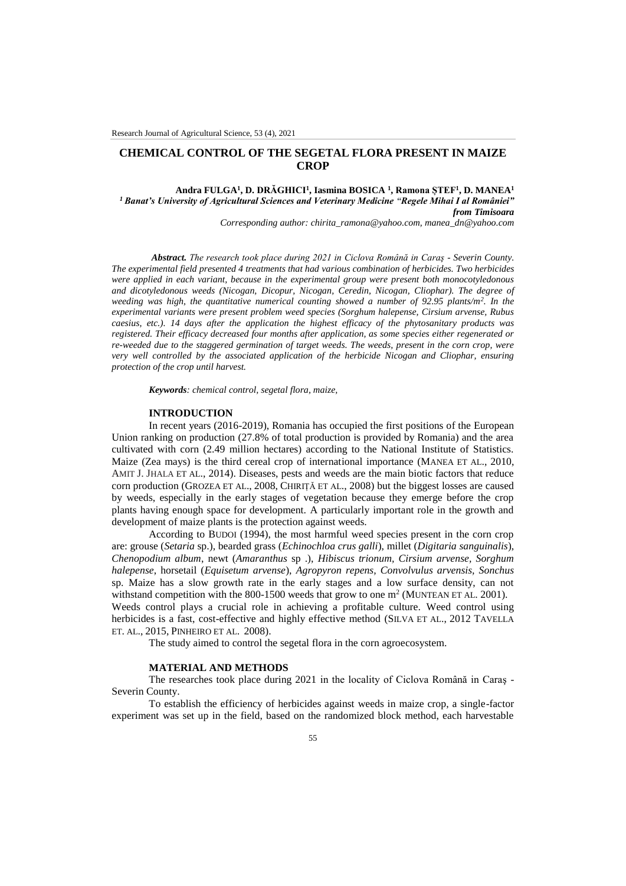# CHEMICAL CONTROL OF THE SEGETAL FLORA PRESENT IN MAIZE CROP

**Andra FULGA[1], D. DRĂGHICI[1], Iasmina BOSICA [1], Ramona ȘTEF[1], D. MANEA[1]**

*[1] Banat's University of Agricultural Sciences and Veterinary Medicine "Regele Mihai I al României" from Timisoara*

*Corresponding author: chirita_ramona@yahoo.com, manea_dn@yahoo.com*

***Abstract.*** *The research took place during 2021 in Ciclova Română in Caraş - Severin County. The experimental field presented 4 treatments that had various combination of herbicides. Two herbicides were applied in each variant, because in the experimental group were present both monocotyledonous and dicotyledonous weeds (Nicogan, Dicopur, Nicogan, Ceredin, Nicogan, Cliophar). The degree of weeding was high, the quantitative numerical counting showed a number of 92.95 plants/m$^2$. In the experimental variants were present problem weed species (Sorghum halepense, Cirsium arvense, Rubus caesius, etc.). 14 days after the application the highest efficacy of the phytosanitary products was registered. Their efficacy decreased four months after application, as some species either regenerated or re-weeded due to the staggered germination of target weeds. The weeds, present in the corn crop, were very well controlled by the associated application of the herbicide Nicogan and Cliophar, ensuring protection of the crop until harvest.*

***Keywords****: chemical control, segetal flora, maize,*

## INTRODUCTION

In recent years (2016-2019), Romania has occupied the first positions of the European Union ranking on production (27.8% of total production is provided by Romania) and the area cultivated with corn (2.49 million hectares) according to the National Institute of Statistics. Maize (Zea mays) is the third cereal crop of international importance (MANEA ET AL., 2010, AMIT J. JHALA ET AL., 2014). Diseases, pests and weeds are the main biotic factors that reduce corn production (GROZEA ET AL., 2008, CHIRIȚĂ ET AL., 2008) but the biggest losses are caused by weeds, especially in the early stages of vegetation because they emerge before the crop plants having enough space for development. A particularly important role in the growth and development of maize plants is the protection against weeds.

According to BUDOI (1994), the most harmful weed species present in the corn crop are: grouse (*Setaria* sp.), bearded grass (*Echinochloa crus galli*), millet (*Digitaria sanguinalis*), *Chenopodium album*, newt (*Amaranthus* sp .), *Hibiscus trionum, Cirsium arvense, Sorghum halepense*, horsetail (*Equisetum arvense*), *Agropyron repens, Convolvulus arvensis, Sonchus* sp. Maize has a slow growth rate in the early stages and a low surface density, can not withstand competition with the 800-1500 weeds that grow to one m$^2$ (MUNTEAN ET AL. 2001).

Weeds control plays a crucial role in achieving a profitable culture. Weed control using herbicides is a fast, cost-effective and highly effective method (SILVA ET AL., 2012 TAVELLA ET. AL., 2015, PINHEIRO ET AL. 2008).

The study aimed to control the segetal flora in the corn agroecosystem.

## MATERIAL AND METHODS

The researches took place during 2021 in the locality of Ciclova Română in Caraş - Severin County.

To establish the efficiency of herbicides against weeds in maize crop, a single-factor experiment was set up in the field, based on the randomized block method, each harvestable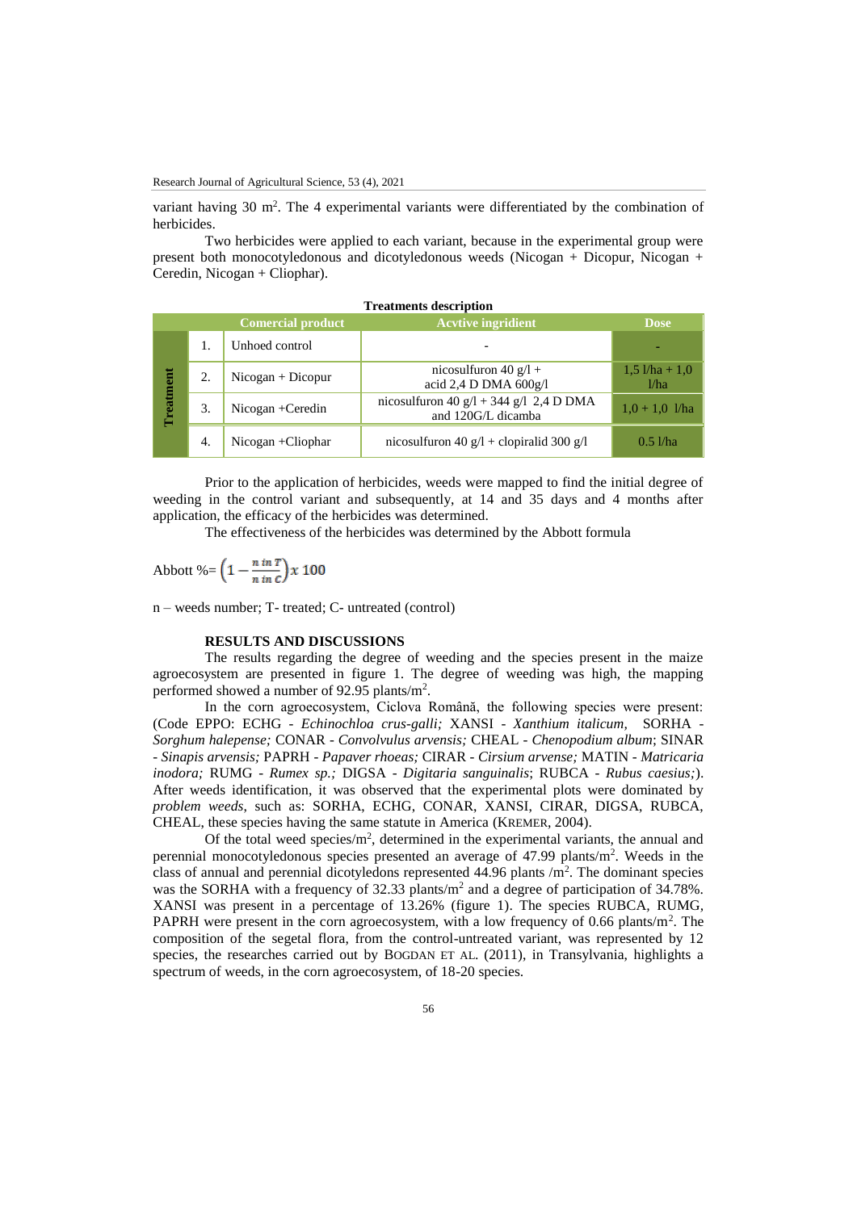variant having 30 m$^2$. The 4 experimental variants were differentiated by the combination of herbicides.

Two herbicides were applied to each variant, because in the experimental group were present both monocotyledonous and dicotyledonous weeds (Nicogan + Dicopur, Nicogan + Ceredin, Nicogan + Cliophar).

**Treatments description**

| | | Comercial product | Acvtive ingridient | Dose |
|---|---|---|---|---|
| Treatment | 1. | Unhoed control | - | - |
| | 2. | Nicogan + Dicopur | nicosulfuron 40 g/l + acid 2,4 D DMA 600g/l | 1,5 l/ha + 1,0 l/ha |
| | 3. | Nicogan +Ceredin | nicosulfuron 40 g/l + 344 g/l 2,4 D DMA and 120G/L dicamba | 1,0 + 1,0 l/ha |
| | 4. | Nicogan +Cliophar | nicosulfuron 40 g/l + clopiralid 300 g/l | 0.5 l/ha |

Prior to the application of herbicides, weeds were mapped to find the initial degree of weeding in the control variant and subsequently, at 14 and 35 days and 4 months after application, the efficacy of the herbicides was determined.

The effectiveness of the herbicides was determined by the Abbott formula

$$\text{Abbott }\% = \left(1 - \frac{n \text{ in } T}{n \text{ in } C}\right) x\ 100$$

n – weeds number; T- treated; C- untreated (control)

## RESULTS AND DISCUSSIONS

The results regarding the degree of weeding and the species present in the maize agroecosystem are presented in figure 1. The degree of weeding was high, the mapping performed showed a number of 92.95 plants/m$^2$.

In the corn agroecosystem, Ciclova Română, the following species were present: (Code EPPO: ECHG - *Echinochloa crus-galli;* XANSI - *Xanthium italicum,* SORHA - *Sorghum halepense;* CONAR - *Convolvulus arvensis;* CHEAL - *Chenopodium album*; SINAR - *Sinapis arvensis;* PAPRH - *Papaver rhoeas;* CIRAR - *Cirsium arvense;* MATIN - *Matricaria inodora;* RUMG - *Rumex sp.;* DIGSA - *Digitaria sanguinalis*; RUBCA - *Rubus caesius;*). After weeds identification, it was observed that the experimental plots were dominated by *problem weeds*, such as: SORHA, ECHG, CONAR, XANSI, CIRAR, DIGSA, RUBCA, CHEAL, these species having the same statute in America (KREMER, 2004).

Of the total weed species/m$^2$, determined in the experimental variants, the annual and perennial monocotyledonous species presented an average of 47.99 plants/m$^2$. Weeds in the class of annual and perennial dicotyledons represented 44.96 plants /m$^2$. The dominant species was the SORHA with a frequency of 32.33 plants/m$^2$ and a degree of participation of 34.78%. XANSI was present in a percentage of 13.26% (figure 1). The species RUBCA, RUMG, PAPRH were present in the corn agroecosystem, with a low frequency of 0.66 plants/m$^2$. The composition of the segetal flora, from the control-untreated variant, was represented by 12 species, the researches carried out by BOGDAN ET AL. (2011), in Transylvania, highlights a spectrum of weeds, in the corn agroecosystem, of 18-20 species.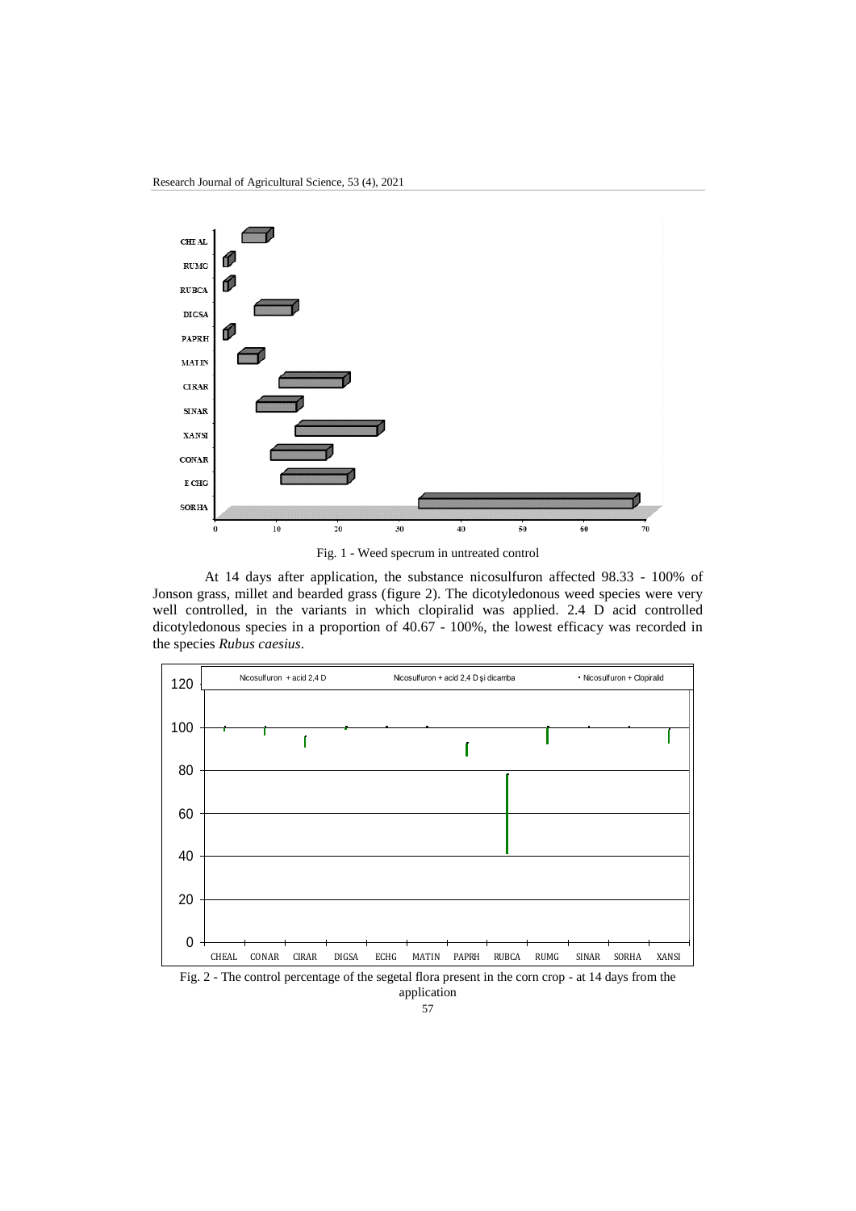Fig. 1 - Weed specrum in untreated control

At 14 days after application, the substance nicosulfuron affected 98.33 - 100% of Jonson grass, millet and bearded grass (figure 2). The dicotyledonous weed species were very well controlled, in the variants in which clopiralid was applied. 2.4 D acid controlled dicotyledonous species in a proportion of 40.67 - 100%, the lowest efficacy was recorded in the species *Rubus caesius*.

Fig. 2 - The control percentage of the segetal flora present in the corn crop - at 14 days from the application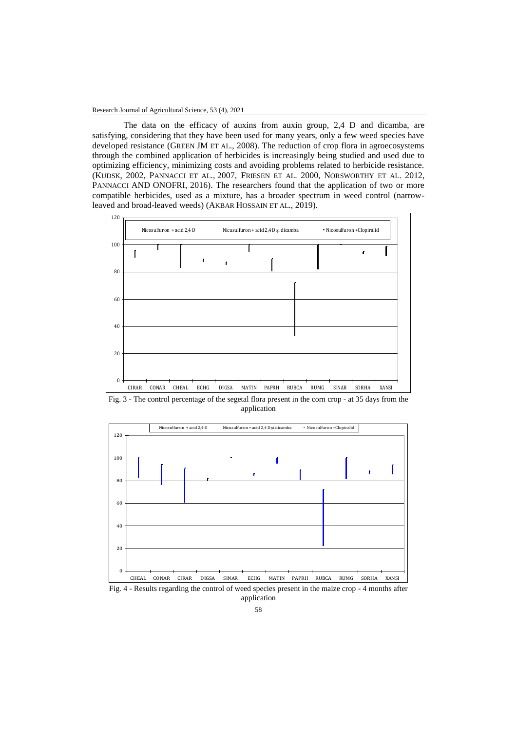The data on the efficacy of auxins from auxin group, 2,4 D and dicamba, are satisfying, considering that they have been used for many years, only a few weed species have developed resistance (GREEN JM ET AL., 2008). The reduction of crop flora in agroecosystems through the combined application of herbicides is increasingly being studied and used due to optimizing efficiency, minimizing costs and avoiding problems related to herbicide resistance. (KUDSK, 2002, PANNACCI ET AL., 2007, FRIESEN ET AL. 2000, NORSWORTHY ET AL. 2012, PANNACCI AND ONOFRI, 2016). The researchers found that the application of two or more compatible herbicides, used as a mixture, has a broader spectrum in weed control (narrow-leaved and broad-leaved weeds) (AKBAR HOSSAIN ET AL., 2019).

Fig. 3 - The control percentage of the segetal flora present in the corn crop - at 35 days from the application

Fig. 4 - Results regarding the control of weed species present in the maize crop - 4 months after application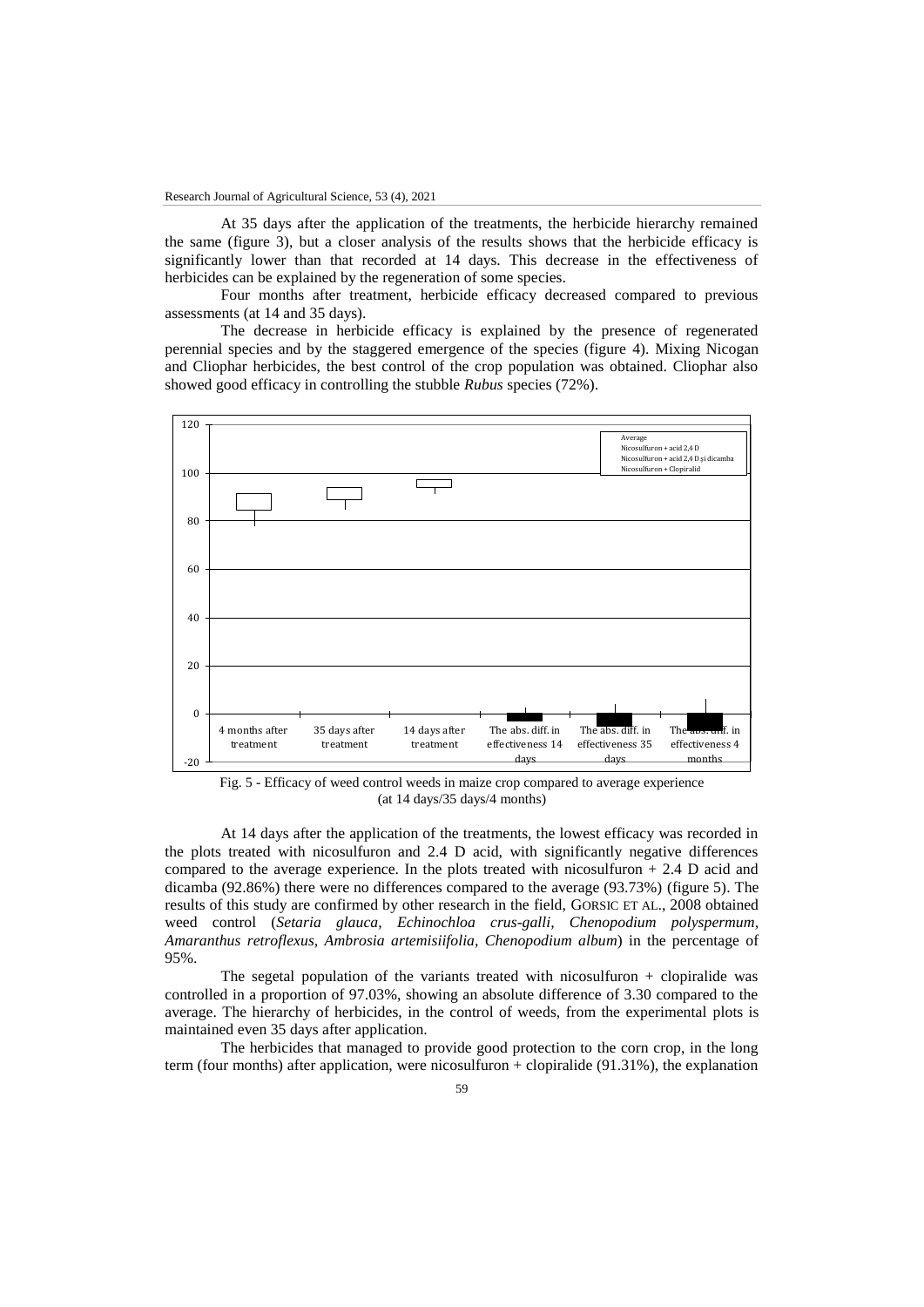At 35 days after the application of the treatments, the herbicide hierarchy remained the same (figure 3), but a closer analysis of the results shows that the herbicide efficacy is significantly lower than that recorded at 14 days. This decrease in the effectiveness of herbicides can be explained by the regeneration of some species.

Four months after treatment, herbicide efficacy decreased compared to previous assessments (at 14 and 35 days).

The decrease in herbicide efficacy is explained by the presence of regenerated perennial species and by the staggered emergence of the species (figure 4). Mixing Nicogan and Cliophar herbicides, the best control of the crop population was obtained. Cliophar also showed good efficacy in controlling the stubble *Rubus* species (72%).

Fig. 5 - Efficacy of weed control weeds in maize crop compared to average experience (at 14 days/35 days/4 months)

At 14 days after the application of the treatments, the lowest efficacy was recorded in the plots treated with nicosulfuron and 2.4 D acid, with significantly negative differences compared to the average experience. In the plots treated with nicosulfuron + 2.4 D acid and dicamba (92.86%) there were no differences compared to the average (93.73%) (figure 5). The results of this study are confirmed by other research in the field, GORSIC ET AL., 2008 obtained weed control (*Setaria glauca, Echinochloa crus-galli, Chenopodium polyspermum, Amaranthus retroflexus, Ambrosia artemisiifolia, Chenopodium album*) in the percentage of 95%.

The segetal population of the variants treated with nicosulfuron + clopiralide was controlled in a proportion of 97.03%, showing an absolute difference of 3.30 compared to the average. The hierarchy of herbicides, in the control of weeds, from the experimental plots is maintained even 35 days after application.

The herbicides that managed to provide good protection to the corn crop, in the long term (four months) after application, were nicosulfuron + clopiralide (91.31%), the explanation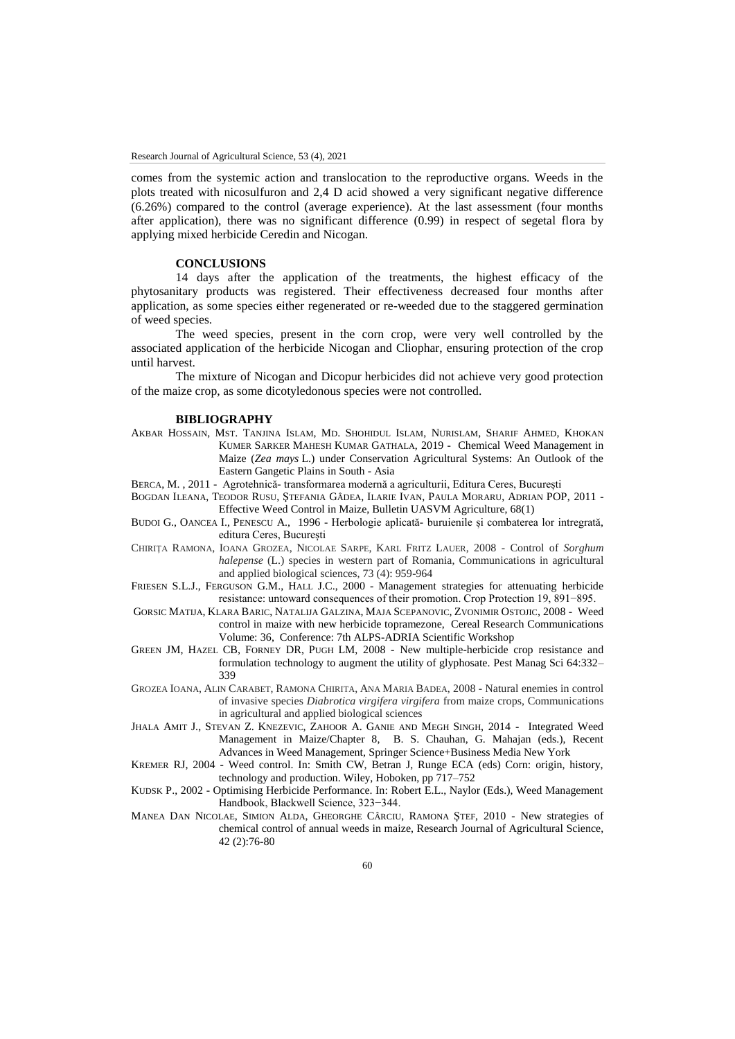comes from the systemic action and translocation to the reproductive organs. Weeds in the plots treated with nicosulfuron and 2,4 D acid showed a very significant negative difference (6.26%) compared to the control (average experience). At the last assessment (four months after application), there was no significant difference (0.99) in respect of segetal flora by applying mixed herbicide Ceredin and Nicogan.

## CONCLUSIONS

14 days after the application of the treatments, the highest efficacy of the phytosanitary products was registered. Their effectiveness decreased four months after application, as some species either regenerated or re-weeded due to the staggered germination of weed species.

The weed species, present in the corn crop, were very well controlled by the associated application of the herbicide Nicogan and Cliophar, ensuring protection of the crop until harvest.

The mixture of Nicogan and Dicopur herbicides did not achieve very good protection of the maize crop, as some dicotyledonous species were not controlled.

## BIBLIOGRAPHY

AKBAR HOSSAIN, MST. TANJINA ISLAM, MD. SHOHIDUL ISLAM, NURISLAM, SHARIF AHMED, KHOKAN KUMER SARKER MAHESH KUMAR GATHALA, 2019 - Chemical Weed Management in Maize (*Zea mays* L.) under Conservation Agricultural Systems: An Outlook of the Eastern Gangetic Plains in South - Asia

BERCA, M. , 2011 - Agrotehnică- transformarea modernă a agriculturii, Editura Ceres, București

BOGDAN ILEANA, TEODOR RUSU, ŞTEFANIA GÂDEA, ILARIE IVAN, PAULA MORARU, ADRIAN POP, 2011 - Effective Weed Control in Maize, Bulletin UASVM Agriculture, 68(1)

BUDOI G., OANCEA I., PENESCU A., 1996 - Herbologie aplicată- buruienile și combaterea lor intregrată, editura Ceres, București

CHIRIȚA RAMONA, IOANA GROZEA, NICOLAE SARPE, KARL FRITZ LAUER, 2008 - Control of *Sorghum halepense* (L.) species in western part of Romania, Communications in agricultural and applied biological sciences, 73 (4): 959-964

FRIESEN S.L.J., FERGUSON G.M., HALL J.C., 2000 - Management strategies for attenuating herbicide resistance: untoward consequences of their promotion. Crop Protection 19, 891−895.

GORSIC MATIJA, KLARA BARIC, NATALIJA GALZINA, MAJA SCEPANOVIC, ZVONIMIR OSTOJIC, 2008 - Weed control in maize with new herbicide topramezone, Cereal Research Communications Volume: 36, Conference: 7th ALPS-ADRIA Scientific Workshop

GREEN JM, HAZEL CB, FORNEY DR, PUGH LM, 2008 - New multiple-herbicide crop resistance and formulation technology to augment the utility of glyphosate. Pest Manag Sci 64:332–339

GROZEA IOANA, ALIN CARABET, RAMONA CHIRITA, ANA MARIA BADEA, 2008 - Natural enemies in control of invasive species *Diabrotica virgifera virgifera* from maize crops, Communications in agricultural and applied biological sciences

JHALA AMIT J., STEVAN Z. KNEZEVIC, ZAHOOR A. GANIE AND MEGH SINGH, 2014 - Integrated Weed Management in Maize/Chapter 8, B. S. Chauhan, G. Mahajan (eds.), Recent Advances in Weed Management, Springer Science+Business Media New York

KREMER RJ, 2004 - Weed control. In: Smith CW, Betran J, Runge ECA (eds) Corn: origin, history, technology and production. Wiley, Hoboken, pp 717–752

KUDSK P., 2002 - Optimising Herbicide Performance. In: Robert E.L., Naylor (Eds.), Weed Management Handbook, Blackwell Science, 323−344.

MANEA DAN NICOLAE, SIMION ALDA, GHEORGHE CÂRCIU, RAMONA ŞTEF, 2010 - New strategies of chemical control of annual weeds in maize, Research Journal of Agricultural Science, 42 (2):76-80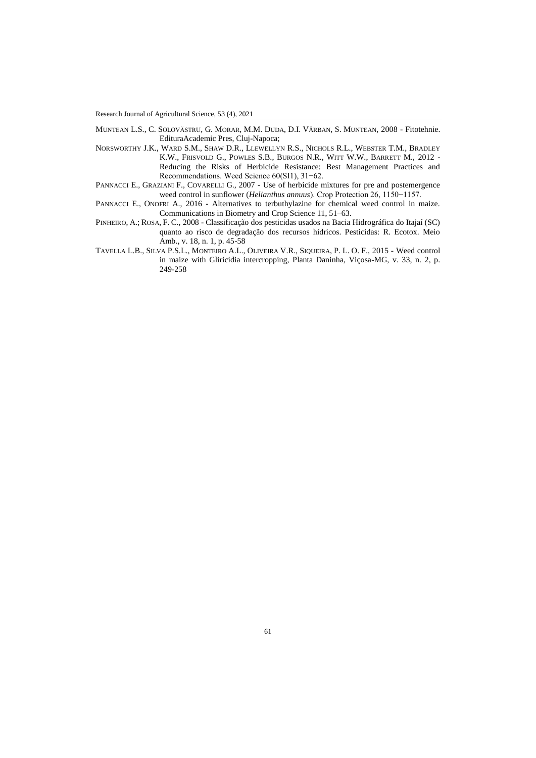MUNTEAN L.S., C. SOLOVĂSTRU, G. MORAR, M.M. DUDA, D.I. VÂRBAN, S. MUNTEAN, 2008 - Fitotehnie. EdituraAcademic Pres, Cluj-Napoca;

NORSWORTHY J.K., WARD S.M., SHAW D.R., LLEWELLYN R.S., NICHOLS R.L., WEBSTER T.M., BRADLEY K.W., FRISVOLD G., POWLES S.B., BURGOS N.R., WITT W.W., BARRETT M., 2012 - Reducing the Risks of Herbicide Resistance: Best Management Practices and Recommendations. Weed Science 60(SI1), 31−62.

PANNACCI E., GRAZIANI F., COVARELLI G., 2007 - Use of herbicide mixtures for pre and postemergence weed control in sunflower (*Helianthus annuus*). Crop Protection 26, 1150−1157.

PANNACCI E., ONOFRI A., 2016 - Alternatives to terbuthylazine for chemical weed control in maize. Communications in Biometry and Crop Science 11, 51–63.

PINHEIRO, A.; ROSA, F. C., 2008 - Classificação dos pesticidas usados na Bacia Hidrográfica do Itajaí (SC) quanto ao risco de degradação dos recursos hídricos. Pesticidas: R. Ecotox. Meio Amb., v. 18, n. 1, p. 45-58

TAVELLA L.B., SILVA P.S.L., MONTEIRO A.L., OLIVEIRA V.R., SIQUEIRA, P. L. O. F., 2015 - Weed control in maize with Gliricidia intercropping, Planta Daninha, Viçosa-MG, v. 33, n. 2, p. 249-258